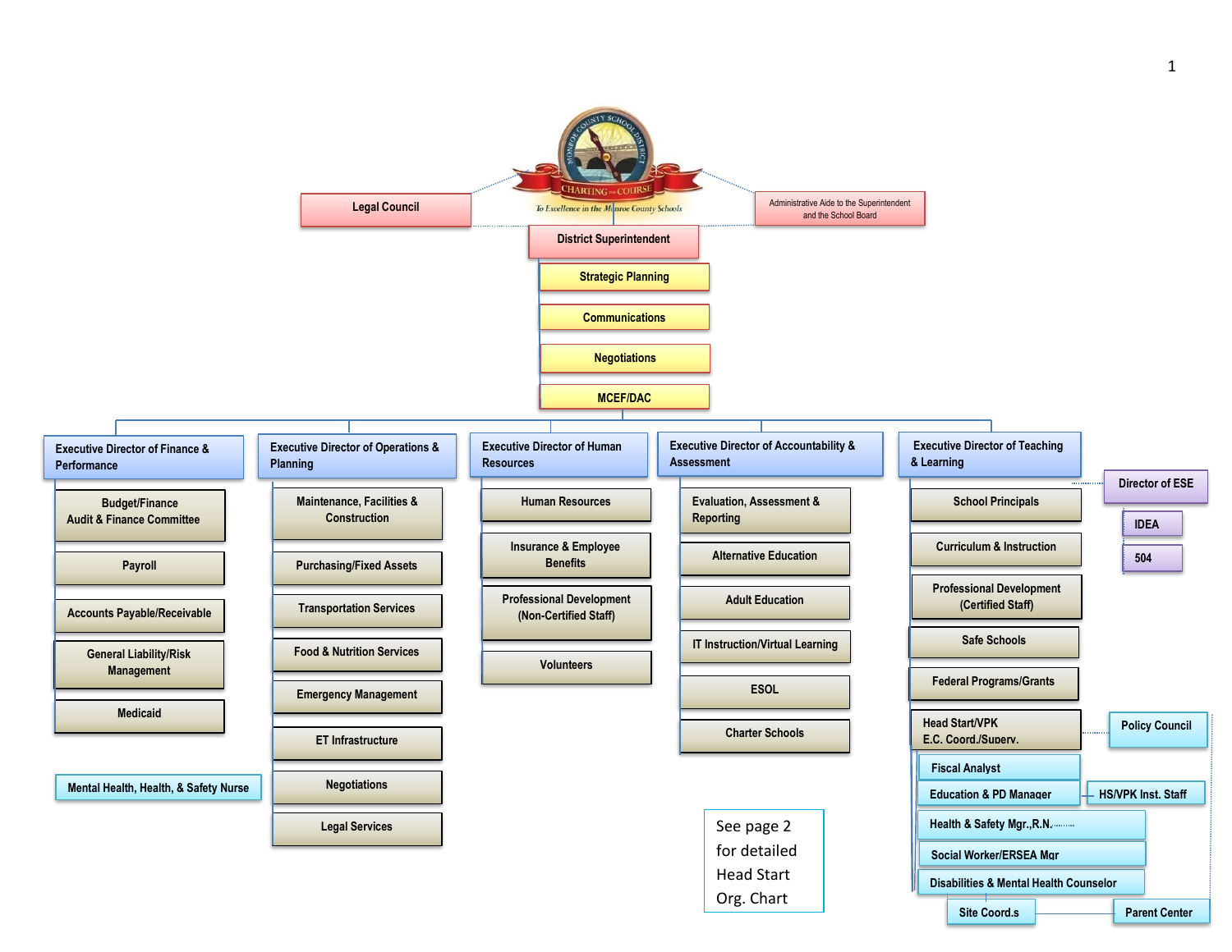MONROE COUNTY SCHOOL DISTRICT

CHARTING THE COURSE

*To Excellence in the Monroe County Schools*

- Legal Council
- Administrative Aide to the Superintendent and the School Board

## District Superintendent

- Strategic Planning
- Communications
- Negotiations
- MCEF/DAC

### Executive Director of Finance & Performance

- Budget/Finance Audit & Finance Committee
- Payroll
- Accounts Payable/Receivable
- General Liability/Risk Management
- Medicaid
- Mental Health, Health, & Safety Nurse

### Executive Director of Operations & Planning

- Maintenance, Facilities & Construction
- Purchasing/Fixed Assets
- Transportation Services
- Food & Nutrition Services
- Emergency Management
- ET Infrastructure
- Negotiations
- Legal Services

### Executive Director of Human Resources

- Human Resources
- Insurance & Employee Benefits
- Professional Development (Non-Certified Staff)
- Volunteers

### Executive Director of Accountability & Assessment

- Evaluation, Assessment & Reporting
- Alternative Education
- Adult Education
- IT Instruction/Virtual Learning
- ESOL
- Charter Schools

### Executive Director of Teaching & Learning

- Director of ESE
  - IDEA
  - 504
- School Principals
- Curriculum & Instruction
- Professional Development (Certified Staff)
- Safe Schools
- Federal Programs/Grants
- Head Start/VPK E.C. Coord./Superv.
  - Policy Council
  - Fiscal Analyst
  - Education & PD Manager
    - HS/VPK Inst. Staff
  - Health & Safety Mgr.,R.N.
  - Social Worker/ERSEA Mgr
  - Disabilities & Mental Health Counselor
  - Site Coord.s
  - Parent Center

See page 2 for detailed Head Start Org. Chart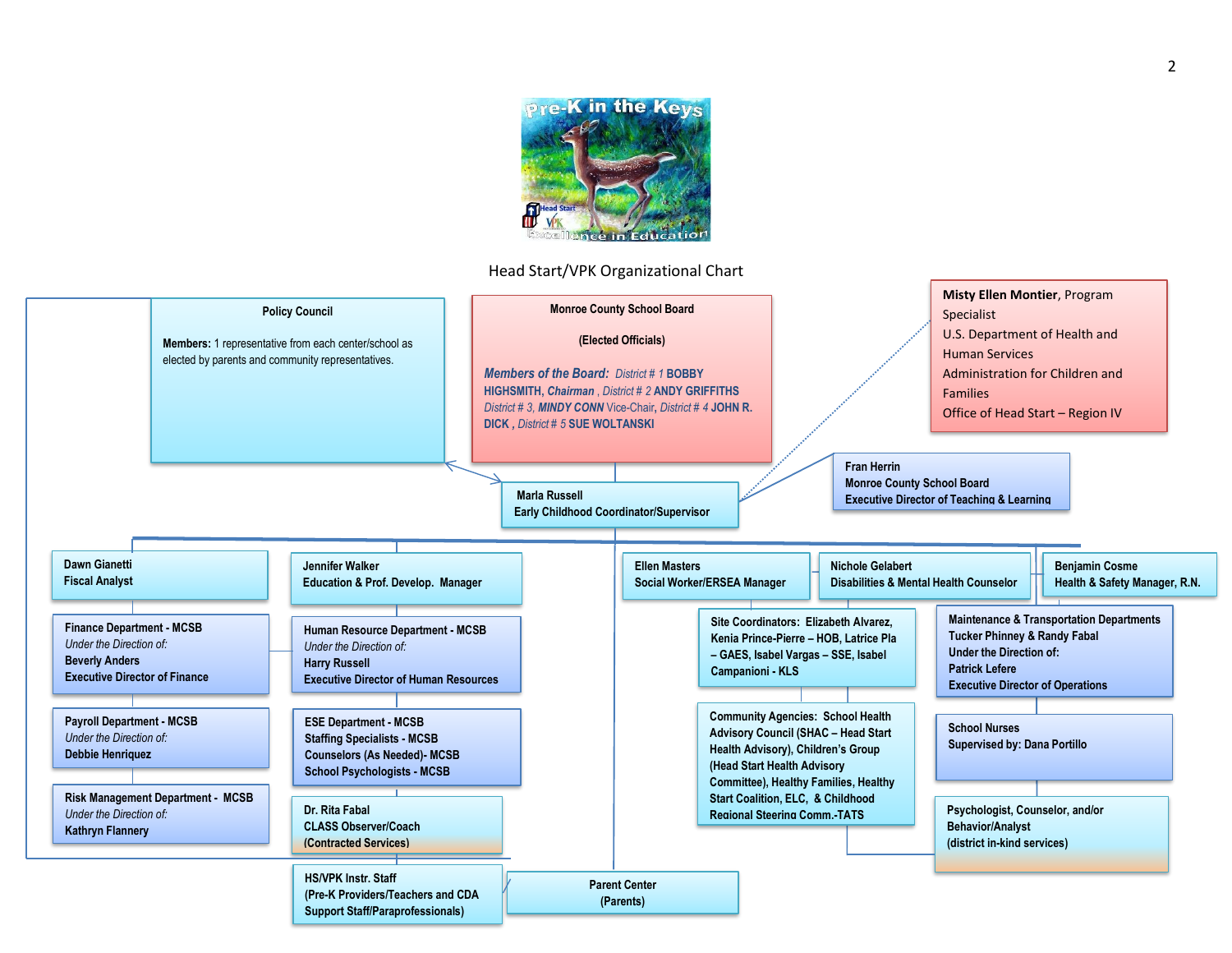Pre-K in the Keys

Head Start

VPK

Excellence in Education

## Head Start/VPK Organizational Chart

**Policy Council**

**Members:** 1 representative from each center/school as elected by parents and community representatives.

**Monroe County School Board**

**(Elected Officials)**

***Members of the Board:*** *District # 1* **BOBBY HIGHSMITH, *Chairman*** , *District # 2* **ANDY GRIFFITHS** *District # 3,* ***MINDY CONN*** Vice-Chair, *District # 4* **JOHN R. DICK** , *District # 5* **SUE WOLTANSKI**

**Misty Ellen Montier**, Program Specialist
U.S. Department of Health and Human Services
Administration for Children and Families
Office of Head Start – Region IV

**Marla Russell**
**Early Childhood Coordinator/Supervisor**

**Fran Herrin**
**Monroe County School Board**
**Executive Director of Teaching & Learning**

**Dawn Gianetti**
**Fiscal Analyst**

**Finance Department - MCSB**
*Under the Direction of:*
**Beverly Anders**
**Executive Director of Finance**

**Payroll Department - MCSB**
*Under the Direction of:*
**Debbie Henriquez**

**Risk Management Department - MCSB**
*Under the Direction of:*
**Kathryn Flannery**

**Jennifer Walker**
**Education & Prof. Develop. Manager**

**Human Resource Department - MCSB**
*Under the Direction of:*
**Harry Russell**
**Executive Director of Human Resources**

**ESE Department - MCSB**
**Staffing Specialists - MCSB**
**Counselors (As Needed)- MCSB**
**School Psychologists - MCSB**

**Dr. Rita Fabal**
**CLASS Observer/Coach**
**(Contracted Services)**

**HS/VPK Instr. Staff**
**(Pre-K Providers/Teachers and CDA Support Staff/Paraprofessionals)**

**Parent Center**
**(Parents)**

**Ellen Masters**
**Social Worker/ERSEA Manager**

**Nichole Gelabert**
**Disabilities & Mental Health Counselor**

**Site Coordinators: Elizabeth Alvarez, Kenia Prince-Pierre – HOB, Latrice Pla – GAES, Isabel Vargas – SSE, Isabel Campanioni - KLS**

**Community Agencies: School Health Advisory Council (SHAC – Head Start Health Advisory), Children's Group (Head Start Health Advisory Committee), Healthy Families, Healthy Start Coalition, ELC, & Childhood Regional Steering Comm.-TATS**

**Benjamin Cosme**
**Health & Safety Manager, R.N.**

**Maintenance & Transportation Departments**
**Tucker Phinney & Randy Fabal**
**Under the Direction of:**
**Patrick Lefere**
**Executive Director of Operations**

**School Nurses**
**Supervised by: Dana Portillo**

**Psychologist, Counselor, and/or Behavior/Analyst**
**(district in-kind services)**